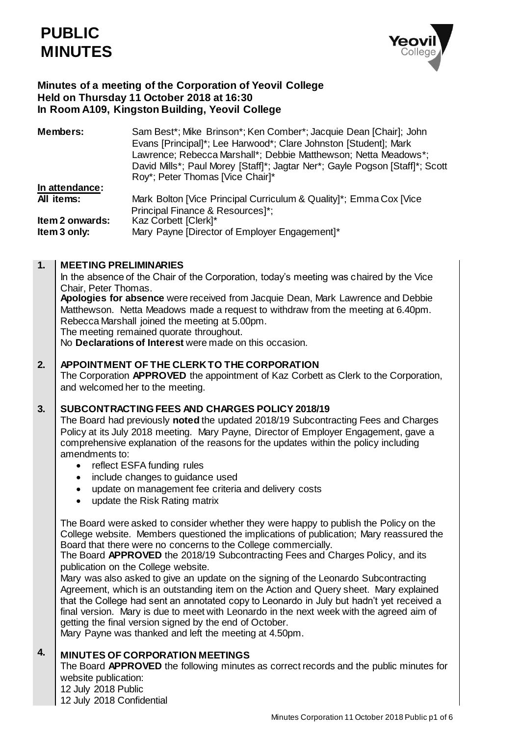# PUBLIC MINUTES

**Minutes of a meeting of the Corporation of Yeovil College**
**Held on Thursday 11 October 2018 at 16:30**
**In Room A109, Kingston Building, Yeovil College**

**Members:** Sam Best*; Mike Brinson*; Ken Comber*; Jacquie Dean [Chair]; John Evans [Principal]*; Lee Harwood*; Clare Johnston [Student]; Mark Lawrence; Rebecca Marshall*; Debbie Matthewson; Netta Meadows*; David Mills*; Paul Morey [Staff]*; Jagtar Ner*; Gayle Pogson [Staff]*; Scott Roy*; Peter Thomas [Vice Chair]*

**In attendance:**

**All items:** Mark Bolton [Vice Principal Curriculum & Quality]*; Emma Cox [Vice Principal Finance & Resources]*;

**Item 2 onwards:** Kaz Corbett [Clerk]*

**Item 3 only:** Mary Payne [Director of Employer Engagement]*

## 1. MEETING PRELIMINARIES

In the absence of the Chair of the Corporation, today's meeting was chaired by the Vice Chair, Peter Thomas.

**Apologies for absence** were received from Jacquie Dean, Mark Lawrence and Debbie Matthewson. Netta Meadows made a request to withdraw from the meeting at 6.40pm. Rebecca Marshall joined the meeting at 5.00pm.

The meeting remained quorate throughout.

No **Declarations of Interest** were made on this occasion.

## 2. APPOINTMENT OF THE CLERK TO THE CORPORATION

The Corporation **APPROVED** the appointment of Kaz Corbett as Clerk to the Corporation, and welcomed her to the meeting.

## 3. SUBCONTRACTING FEES AND CHARGES POLICY 2018/19

The Board had previously **noted** the updated 2018/19 Subcontracting Fees and Charges Policy at its July 2018 meeting. Mary Payne, Director of Employer Engagement, gave a comprehensive explanation of the reasons for the updates within the policy including amendments to:

- reflect ESFA funding rules
- include changes to guidance used
- update on management fee criteria and delivery costs
- update the Risk Rating matrix

The Board were asked to consider whether they were happy to publish the Policy on the College website. Members questioned the implications of publication; Mary reassured the Board that there were no concerns to the College commercially.

The Board **APPROVED** the 2018/19 Subcontracting Fees and Charges Policy, and its publication on the College website.

Mary was also asked to give an update on the signing of the Leonardo Subcontracting Agreement, which is an outstanding item on the Action and Query sheet. Mary explained that the College had sent an annotated copy to Leonardo in July but hadn't yet received a final version. Mary is due to meet with Leonardo in the next week with the agreed aim of getting the final version signed by the end of October.

Mary Payne was thanked and left the meeting at 4.50pm.

## 4. MINUTES OF CORPORATION MEETINGS

The Board **APPROVED** the following minutes as correct records and the public minutes for website publication:

12 July 2018 Public
12 July 2018 Confidential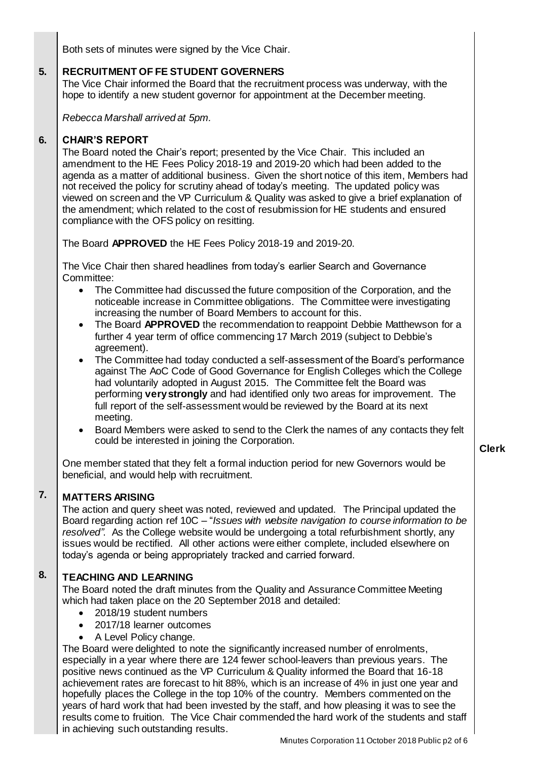Both sets of minutes were signed by the Vice Chair.

**5. RECRUITMENT OF FE STUDENT GOVERNERS**

The Vice Chair informed the Board that the recruitment process was underway, with the hope to identify a new student governor for appointment at the December meeting.

*Rebecca Marshall arrived at 5pm.*

**6. CHAIR'S REPORT**

The Board noted the Chair's report; presented by the Vice Chair. This included an amendment to the HE Fees Policy 2018-19 and 2019-20 which had been added to the agenda as a matter of additional business. Given the short notice of this item, Members had not received the policy for scrutiny ahead of today's meeting. The updated policy was viewed on screen and the VP Curriculum & Quality was asked to give a brief explanation of the amendment; which related to the cost of resubmission for HE students and ensured compliance with the OFS policy on resitting.

The Board **APPROVED** the HE Fees Policy 2018-19 and 2019-20.

The Vice Chair then shared headlines from today's earlier Search and Governance Committee:

- The Committee had discussed the future composition of the Corporation, and the noticeable increase in Committee obligations. The Committee were investigating increasing the number of Board Members to account for this.
- The Board **APPROVED** the recommendation to reappoint Debbie Matthewson for a further 4 year term of office commencing 17 March 2019 (subject to Debbie's agreement).
- The Committee had today conducted a self-assessment of the Board's performance against The AoC Code of Good Governance for English Colleges which the College had voluntarily adopted in August 2015. The Committee felt the Board was performing **very strongly** and had identified only two areas for improvement. The full report of the self-assessment would be reviewed by the Board at its next meeting.
- Board Members were asked to send to the Clerk the names of any contacts they felt could be interested in joining the Corporation. **Clerk**

One member stated that they felt a formal induction period for new Governors would be beneficial, and would help with recruitment.

**7. MATTERS ARISING**

The action and query sheet was noted, reviewed and updated. The Principal updated the Board regarding action ref 10C – "*Issues with website navigation to course information to be resolved".* As the College website would be undergoing a total refurbishment shortly, any issues would be rectified. All other actions were either complete, included elsewhere on today's agenda or being appropriately tracked and carried forward.

**8. TEACHING AND LEARNING**

The Board noted the draft minutes from the Quality and Assurance Committee Meeting which had taken place on the 20 September 2018 and detailed:

- 2018/19 student numbers
- 2017/18 learner outcomes
- A Level Policy change.

The Board were delighted to note the significantly increased number of enrolments, especially in a year where there are 124 fewer school-leavers than previous years. The positive news continued as the VP Curriculum & Quality informed the Board that 16-18 achievement rates are forecast to hit 88%, which is an increase of 4% in just one year and hopefully places the College in the top 10% of the country. Members commented on the years of hard work that had been invested by the staff, and how pleasing it was to see the results come to fruition. The Vice Chair commended the hard work of the students and staff in achieving such outstanding results.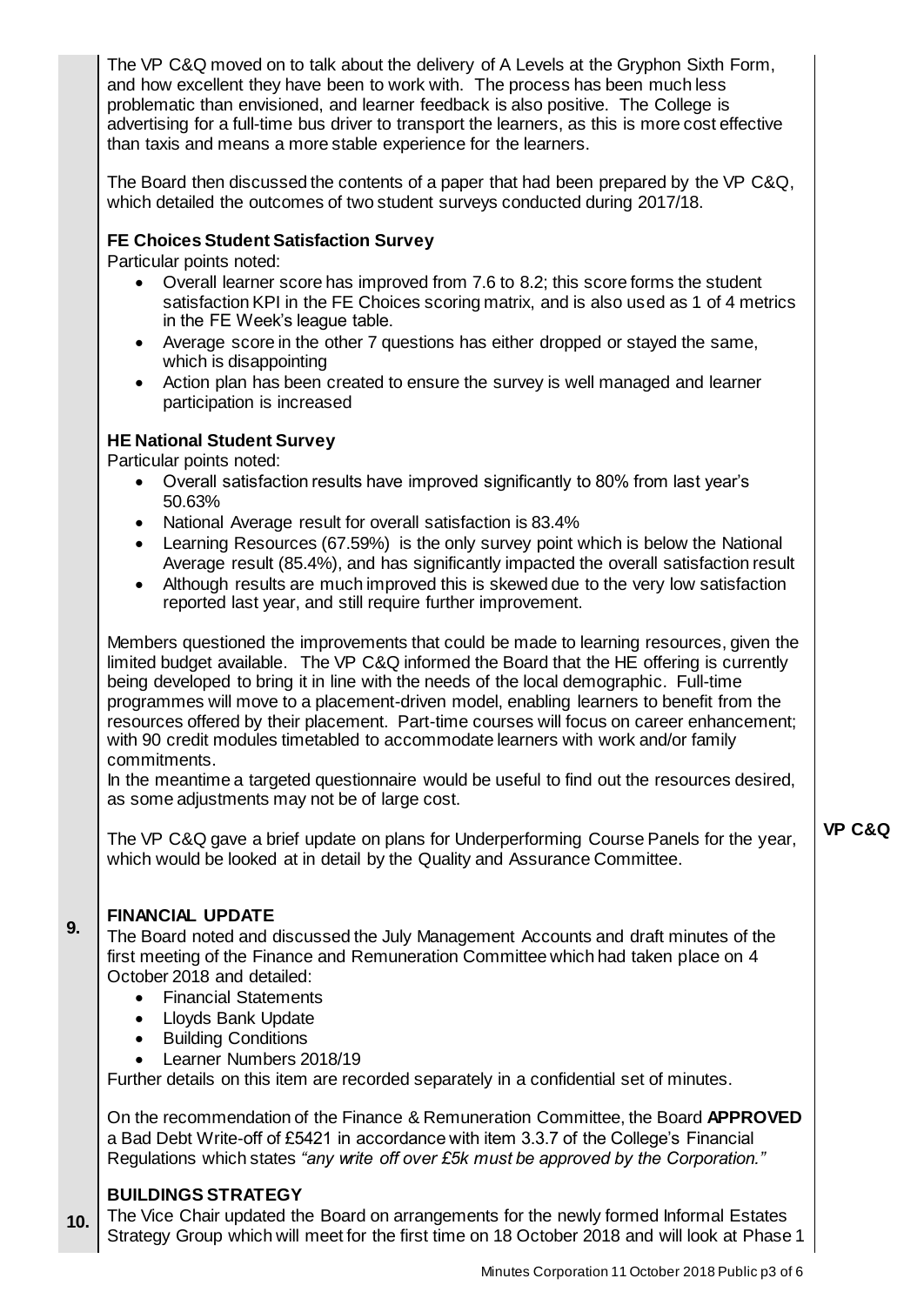The VP C&Q moved on to talk about the delivery of A Levels at the Gryphon Sixth Form, and how excellent they have been to work with. The process has been much less problematic than envisioned, and learner feedback is also positive. The College is advertising for a full-time bus driver to transport the learners, as this is more cost effective than taxis and means a more stable experience for the learners.

The Board then discussed the contents of a paper that had been prepared by the VP C&Q, which detailed the outcomes of two student surveys conducted during 2017/18.

**FE Choices Student Satisfaction Survey**

Particular points noted:

- Overall learner score has improved from 7.6 to 8.2; this score forms the student satisfaction KPI in the FE Choices scoring matrix, and is also used as 1 of 4 metrics in the FE Week's league table.
- Average score in the other 7 questions has either dropped or stayed the same, which is disappointing
- Action plan has been created to ensure the survey is well managed and learner participation is increased

**HE National Student Survey**

Particular points noted:

- Overall satisfaction results have improved significantly to 80% from last year's 50.63%
- National Average result for overall satisfaction is 83.4%
- Learning Resources (67.59%) is the only survey point which is below the National Average result (85.4%), and has significantly impacted the overall satisfaction result
- Although results are much improved this is skewed due to the very low satisfaction reported last year, and still require further improvement.

Members questioned the improvements that could be made to learning resources, given the limited budget available. The VP C&Q informed the Board that the HE offering is currently being developed to bring it in line with the needs of the local demographic. Full-time programmes will move to a placement-driven model, enabling learners to benefit from the resources offered by their placement. Part-time courses will focus on career enhancement; with 90 credit modules timetabled to accommodate learners with work and/or family commitments.
In the meantime a targeted questionnaire would be useful to find out the resources desired, as some adjustments may not be of large cost. **VP C&Q**

The VP C&Q gave a brief update on plans for Underperforming Course Panels for the year, which would be looked at in detail by the Quality and Assurance Committee.

**9. FINANCIAL UPDATE**

The Board noted and discussed the July Management Accounts and draft minutes of the first meeting of the Finance and Remuneration Committee which had taken place on 4 October 2018 and detailed:

- Financial Statements
- Lloyds Bank Update
- Building Conditions
- Learner Numbers 2018/19

Further details on this item are recorded separately in a confidential set of minutes.

On the recommendation of the Finance & Remuneration Committee, the Board **APPROVED** a Bad Debt Write-off of £5421 in accordance with item 3.3.7 of the College's Financial Regulations which states *"any write off over £5k must be approved by the Corporation."*

**10. BUILDINGS STRATEGY**

The Vice Chair updated the Board on arrangements for the newly formed Informal Estates Strategy Group which will meet for the first time on 18 October 2018 and will look at Phase 1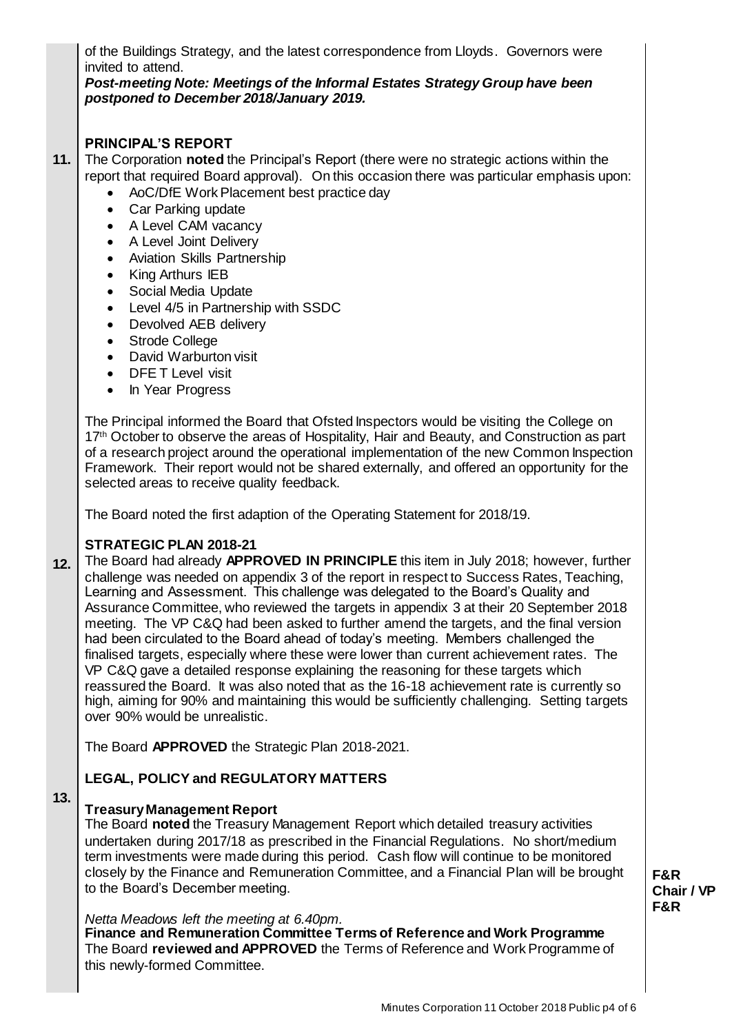of the Buildings Strategy, and the latest correspondence from Lloyds. Governors were invited to attend.

***Post-meeting Note: Meetings of the Informal Estates Strategy Group have been postponed to December 2018/January 2019.***

**11. PRINCIPAL'S REPORT**

The Corporation **noted** the Principal's Report (there were no strategic actions within the report that required Board approval). On this occasion there was particular emphasis upon:

- AoC/DfE Work Placement best practice day
- Car Parking update
- A Level CAM vacancy
- A Level Joint Delivery
- Aviation Skills Partnership
- King Arthurs IEB
- Social Media Update
- Level 4/5 in Partnership with SSDC
- Devolved AEB delivery
- Strode College
- David Warburton visit
- DFE T Level visit
- In Year Progress

The Principal informed the Board that Ofsted Inspectors would be visiting the College on 17th October to observe the areas of Hospitality, Hair and Beauty, and Construction as part of a research project around the operational implementation of the new Common Inspection Framework. Their report would not be shared externally, and offered an opportunity for the selected areas to receive quality feedback.

The Board noted the first adaption of the Operating Statement for 2018/19.

**12. STRATEGIC PLAN 2018-21**

The Board had already **APPROVED IN PRINCIPLE** this item in July 2018; however, further challenge was needed on appendix 3 of the report in respect to Success Rates, Teaching, Learning and Assessment. This challenge was delegated to the Board's Quality and Assurance Committee, who reviewed the targets in appendix 3 at their 20 September 2018 meeting. The VP C&Q had been asked to further amend the targets, and the final version had been circulated to the Board ahead of today's meeting. Members challenged the finalised targets, especially where these were lower than current achievement rates. The VP C&Q gave a detailed response explaining the reasoning for these targets which reassured the Board. It was also noted that as the 16-18 achievement rate is currently so high, aiming for 90% and maintaining this would be sufficiently challenging. Setting targets over 90% would be unrealistic.

The Board **APPROVED** the Strategic Plan 2018-2021.

**13. LEGAL, POLICY and REGULATORY MATTERS**

**Treasury Management Report**

The Board **noted** the Treasury Management Report which detailed treasury activities undertaken during 2017/18 as prescribed in the Financial Regulations. No short/medium term investments were made during this period. Cash flow will continue to be monitored closely by the Finance and Remuneration Committee, and a Financial Plan will be brought to the Board's December meeting. — **F&R Chair / VP F&R**

*Netta Meadows left the meeting at 6.40pm.*

**Finance and Remuneration Committee Terms of Reference and Work Programme**

The Board **reviewed and APPROVED** the Terms of Reference and Work Programme of this newly-formed Committee.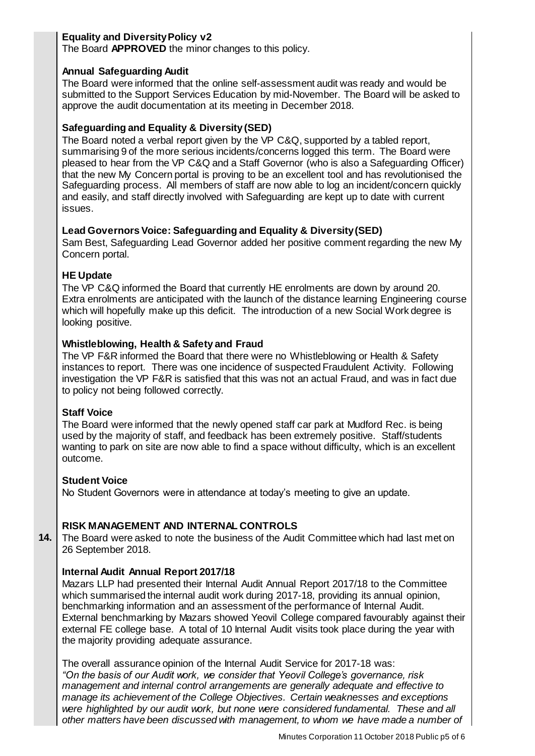**Equality and Diversity Policy v2**

The Board **APPROVED** the minor changes to this policy.

**Annual Safeguarding Audit**

The Board were informed that the online self-assessment audit was ready and would be submitted to the Support Services Education by mid-November. The Board will be asked to approve the audit documentation at its meeting in December 2018.

**Safeguarding and Equality & Diversity (SED)**

The Board noted a verbal report given by the VP C&Q, supported by a tabled report, summarising 9 of the more serious incidents/concerns logged this term. The Board were pleased to hear from the VP C&Q and a Staff Governor (who is also a Safeguarding Officer) that the new My Concern portal is proving to be an excellent tool and has revolutionised the Safeguarding process. All members of staff are now able to log an incident/concern quickly and easily, and staff directly involved with Safeguarding are kept up to date with current issues.

**Lead Governors Voice: Safeguarding and Equality & Diversity (SED)**

Sam Best, Safeguarding Lead Governor added her positive comment regarding the new My Concern portal.

**HE Update**

The VP C&Q informed the Board that currently HE enrolments are down by around 20. Extra enrolments are anticipated with the launch of the distance learning Engineering course which will hopefully make up this deficit. The introduction of a new Social Work degree is looking positive.

**Whistleblowing, Health & Safety and Fraud**

The VP F&R informed the Board that there were no Whistleblowing or Health & Safety instances to report. There was one incidence of suspected Fraudulent Activity. Following investigation the VP F&R is satisfied that this was not an actual Fraud, and was in fact due to policy not being followed correctly.

**Staff Voice**

The Board were informed that the newly opened staff car park at Mudford Rec. is being used by the majority of staff, and feedback has been extremely positive. Staff/students wanting to park on site are now able to find a space without difficulty, which is an excellent outcome.

**Student Voice**

No Student Governors were in attendance at today's meeting to give an update.

**14. RISK MANAGEMENT AND INTERNAL CONTROLS**

The Board were asked to note the business of the Audit Committee which had last met on 26 September 2018.

**Internal Audit Annual Report 2017/18**

Mazars LLP had presented their Internal Audit Annual Report 2017/18 to the Committee which summarised the internal audit work during 2017-18, providing its annual opinion, benchmarking information and an assessment of the performance of Internal Audit. External benchmarking by Mazars showed Yeovil College compared favourably against their external FE college base. A total of 10 Internal Audit visits took place during the year with the majority providing adequate assurance.

The overall assurance opinion of the Internal Audit Service for 2017-18 was:

*"On the basis of our Audit work, we consider that Yeovil College's governance, risk management and internal control arrangements are generally adequate and effective to manage its achievement of the College Objectives. Certain weaknesses and exceptions were highlighted by our audit work, but none were considered fundamental. These and all other matters have been discussed with management, to whom we have made a number of*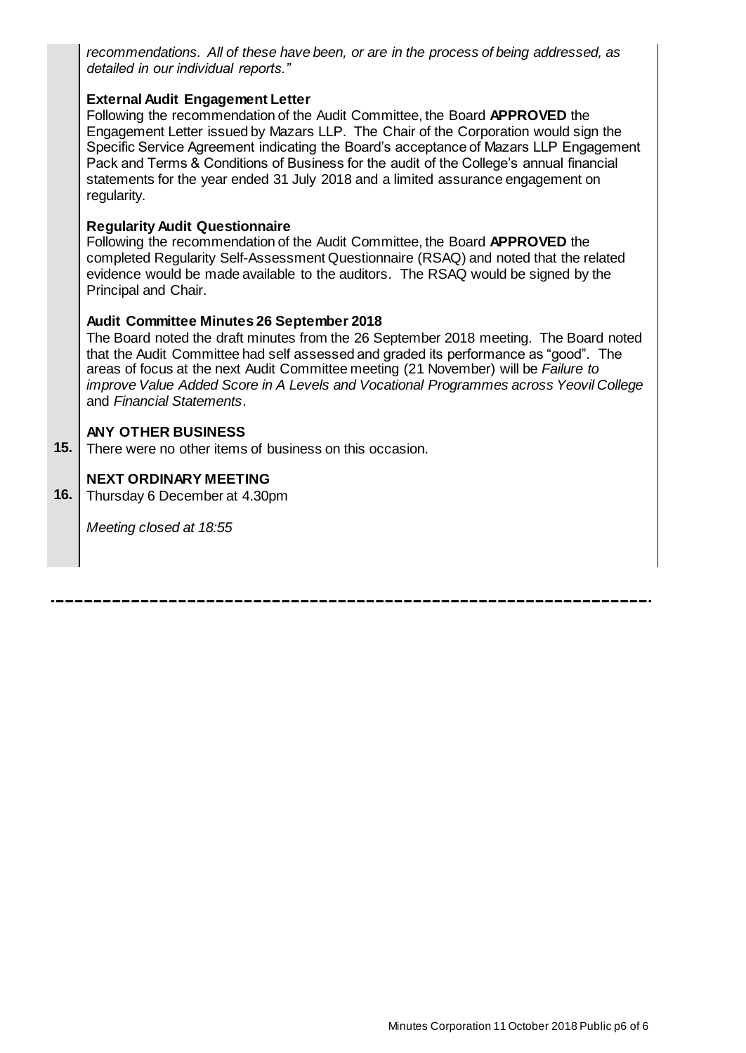*recommendations. All of these have been, or are in the process of being addressed, as detailed in our individual reports."*

**External Audit Engagement Letter**
Following the recommendation of the Audit Committee, the Board **APPROVED** the Engagement Letter issued by Mazars LLP. The Chair of the Corporation would sign the Specific Service Agreement indicating the Board's acceptance of Mazars LLP Engagement Pack and Terms & Conditions of Business for the audit of the College's annual financial statements for the year ended 31 July 2018 and a limited assurance engagement on regularity.

**Regularity Audit Questionnaire**
Following the recommendation of the Audit Committee, the Board **APPROVED** the completed Regularity Self-Assessment Questionnaire (RSAQ) and noted that the related evidence would be made available to the auditors. The RSAQ would be signed by the Principal and Chair.

**Audit Committee Minutes 26 September 2018**
The Board noted the draft minutes from the 26 September 2018 meeting. The Board noted that the Audit Committee had self assessed and graded its performance as "good". The areas of focus at the next Audit Committee meeting (21 November) will be *Failure to improve Value Added Score in A Levels and Vocational Programmes across Yeovil College* and *Financial Statements*.

**15. ANY OTHER BUSINESS**
There were no other items of business on this occasion.

**16. NEXT ORDINARY MEETING**
Thursday 6 December at 4.30pm

*Meeting closed at 18:55*